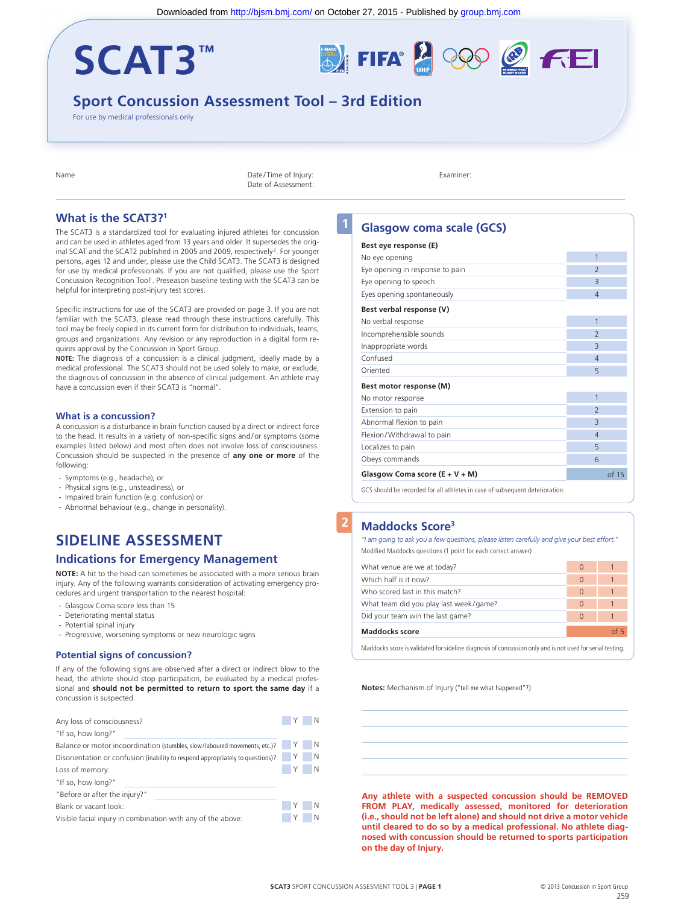# SCAT3™

## Sport Concussion Assessment Tool – 3rd Edition

For use by medical professionals only

Name

Date/Time of Injury:
Date of Assessment:

Examiner:

## What is the SCAT3?[1]

The SCAT3 is a standardized tool for evaluating injured athletes for concussion and can be used in athletes aged from 13 years and older. It supersedes the original SCAT and the SCAT2 published in 2005 and 2009, respectively[2]. For younger persons, ages 12 and under, please use the Child SCAT3. The SCAT3 is designed for use by medical professionals. If you are not qualified, please use the Sport Concussion Recognition Tool[1]. Preseason baseline testing with the SCAT3 can be helpful for interpreting post-injury test scores.

Specific instructions for use of the SCAT3 are provided on page 3. If you are not familiar with the SCAT3, please read through these instructions carefully. This tool may be freely copied in its current form for distribution to individuals, teams, groups and organizations. Any revision or any reproduction in a digital form requires approval by the Concussion in Sport Group.

**NOTE:** The diagnosis of a concussion is a clinical judgment, ideally made by a medical professional. The SCAT3 should not be used solely to make, or exclude, the diagnosis of concussion in the absence of clinical judgement. An athlete may have a concussion even if their SCAT3 is "normal".

### What is a concussion?

A concussion is a disturbance in brain function caused by a direct or indirect force to the head. It results in a variety of non-specific signs and/or symptoms (some examples listed below) and most often does not involve loss of consciousness. Concussion should be suspected in the presence of **any one or more** of the following:

- Symptoms (e.g., headache), or
- Physical signs (e.g., unsteadiness), or
- Impaired brain function (e.g. confusion) or
- Abnormal behaviour (e.g., change in personality).

## SIDELINE ASSESSMENT

### Indications for Emergency Management

**NOTE:** A hit to the head can sometimes be associated with a more serious brain injury. Any of the following warrants consideration of activating emergency procedures and urgent transportation to the nearest hospital:

- Glasgow Coma score less than 15
- Deteriorating mental status
- Potential spinal injury
- Progressive, worsening symptoms or new neurologic signs

### Potential signs of concussion?

If any of the following signs are observed after a direct or indirect blow to the head, the athlete should stop participation, be evaluated by a medical professional and **should not be permitted to return to sport the same day** if a concussion is suspected.

| | | |
|---|---|---|
| Any loss of consciousness? | Y | N |
| "If so, how long?" ______ | | |
| Balance or motor incoordination (stumbles, slow/laboured movements, etc.)? | Y | N |
| Disorientation or confusion (inability to respond appropriately to questions)? | Y | N |
| Loss of memory: | Y | N |
| "If so, how long?" ______ | | |
| "Before or after the injury?" ______ | | |
| Blank or vacant look: | Y | N |
| Visible facial injury in combination with any of the above: | Y | N |

## 1 Glasgow coma scale (GCS)

| | |
|---|---|
| **Best eye response (E)** | |
| No eye opening | 1 |
| Eye opening in response to pain | 2 |
| Eye opening to speech | 3 |
| Eyes opening spontaneously | 4 |
| **Best verbal response (V)** | |
| No verbal response | 1 |
| Incomprehensible sounds | 2 |
| Inappropriate words | 3 |
| Confused | 4 |
| Oriented | 5 |
| **Best motor response (M)** | |
| No motor response | 1 |
| Extension to pain | 2 |
| Abnormal flexion to pain | 3 |
| Flexion/Withdrawal to pain | 4 |
| Localizes to pain | 5 |
| Obeys commands | 6 |
| **Glasgow Coma score (E + V + M)** | of 15 |

GCS should be recorded for all athletes in case of subsequent deterioration.

## 2 Maddocks Score[3]

*"I am going to ask you a few questions, please listen carefully and give your best effort."*

Modified Maddocks questions (1 point for each correct answer)

| | | |
|---|---|---|
| What venue are we at today? | 0 | 1 |
| Which half is it now? | 0 | 1 |
| Who scored last in this match? | 0 | 1 |
| What team did you play last week/game? | 0 | 1 |
| Did your team win the last game? | 0 | 1 |
| **Maddocks score** | | of 5 |

Maddocks score is validated for sideline diagnosis of concussion only and is not used for serial testing.

**Notes:** Mechanism of Injury ("tell me what happened"?):

**Any athlete with a suspected concussion should be REMOVED FROM PLAY, medically assessed, monitored for deterioration (i.e., should not be left alone) and should not drive a motor vehicle until cleared to do so by a medical professional. No athlete diagnosed with concussion should be returned to sports participation on the day of Injury.**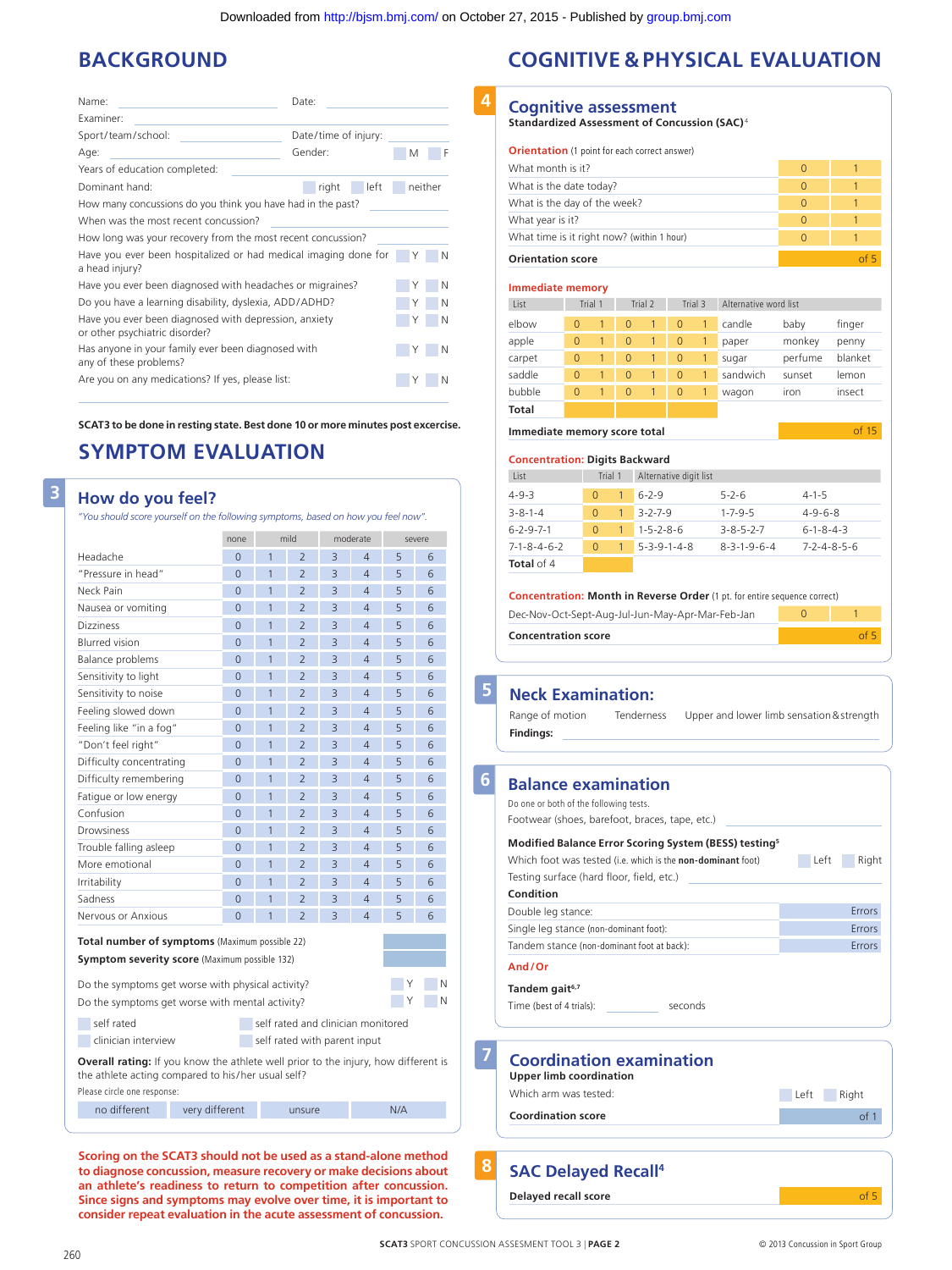# BACKGROUND

Name: _______________ Date: _______________

Examiner: _______________

Sport/team/school: _______________ Date/time of injury: _______________

Age: _______________ Gender: ☐ M ☐ F

Years of education completed: _______________

Dominant hand: ☐ right ☐ left ☐ neither

How many concussions do you think you have had in the past? _______________

When was the most recent concussion? _______________

How long was your recovery from the most recent concussion? _______________

Have you ever been hospitalized or had medical imaging done for a head injury? ☐ Y ☐ N

Have you ever been diagnosed with headaches or migraines? ☐ Y ☐ N

Do you have a learning disability, dyslexia, ADD/ADHD? ☐ Y ☐ N

Have you ever been diagnosed with depression, anxiety or other psychiatric disorder? ☐ Y ☐ N

Has anyone in your family ever been diagnosed with any of these problems? ☐ Y ☐ N

Are you on any medications? If yes, please list: ☐ Y ☐ N

**SCAT3 to be done in resting state. Best done 10 or more minutes post excercise.**

# SYMPTOM EVALUATION

## 3 How do you feel?

*"You should score yourself on the following symptoms, based on how you feel now".*

| | none | mild | | moderate | | severe | |
|---|---|---|---|---|---|---|---|
| Headache | 0 | 1 | 2 | 3 | 4 | 5 | 6 |
| "Pressure in head" | 0 | 1 | 2 | 3 | 4 | 5 | 6 |
| Neck Pain | 0 | 1 | 2 | 3 | 4 | 5 | 6 |
| Nausea or vomiting | 0 | 1 | 2 | 3 | 4 | 5 | 6 |
| Dizziness | 0 | 1 | 2 | 3 | 4 | 5 | 6 |
| Blurred vision | 0 | 1 | 2 | 3 | 4 | 5 | 6 |
| Balance problems | 0 | 1 | 2 | 3 | 4 | 5 | 6 |
| Sensitivity to light | 0 | 1 | 2 | 3 | 4 | 5 | 6 |
| Sensitivity to noise | 0 | 1 | 2 | 3 | 4 | 5 | 6 |
| Feeling slowed down | 0 | 1 | 2 | 3 | 4 | 5 | 6 |
| Feeling like "in a fog" | 0 | 1 | 2 | 3 | 4 | 5 | 6 |
| "Don't feel right" | 0 | 1 | 2 | 3 | 4 | 5 | 6 |
| Difficulty concentrating | 0 | 1 | 2 | 3 | 4 | 5 | 6 |
| Difficulty remembering | 0 | 1 | 2 | 3 | 4 | 5 | 6 |
| Fatigue or low energy | 0 | 1 | 2 | 3 | 4 | 5 | 6 |
| Confusion | 0 | 1 | 2 | 3 | 4 | 5 | 6 |
| Drowsiness | 0 | 1 | 2 | 3 | 4 | 5 | 6 |
| Trouble falling asleep | 0 | 1 | 2 | 3 | 4 | 5 | 6 |
| More emotional | 0 | 1 | 2 | 3 | 4 | 5 | 6 |
| Irritability | 0 | 1 | 2 | 3 | 4 | 5 | 6 |
| Sadness | 0 | 1 | 2 | 3 | 4 | 5 | 6 |
| Nervous or Anxious | 0 | 1 | 2 | 3 | 4 | 5 | 6 |

**Total number of symptoms** (Maximum possible 22) _______

**Symptom severity score** (Maximum possible 132) _______

Do the symptoms get worse with physical activity? ☐ Y ☐ N

Do the symptoms get worse with mental activity? ☐ Y ☐ N

☐ self rated ☐ self rated and clinician monitored

☐ clinician interview ☐ self rated with parent input

**Overall rating:** If you know the athlete well prior to the injury, how different is the athlete acting compared to his/her usual self?

Please circle one response:

no different | very different | unsure | N/A

**Scoring on the SCAT3 should not be used as a stand-alone method to diagnose concussion, measure recovery or make decisions about an athlete's readiness to return to competition after concussion. Since signs and symptoms may evolve over time, it is important to consider repeat evaluation in the acute assessment of concussion.**

# COGNITIVE & PHYSICAL EVALUATION

## 4 Cognitive assessment

**Standardized Assessment of Concussion (SAC)**[4]

**Orientation** (1 point for each correct answer)

| | | |
|---|---|---|
| What month is it? | 0 | 1 |
| What is the date today? | 0 | 1 |
| What is the day of the week? | 0 | 1 |
| What year is it? | 0 | 1 |
| What time is it right now? (within 1 hour) | 0 | 1 |
| **Orientation score** | | of 5 |

**Immediate memory**

| List | Trial 1 | | Trial 2 | | Trial 3 | | Alternative word list | | |
|---|---|---|---|---|---|---|---|---|---|
| elbow | 0 | 1 | 0 | 1 | 0 | 1 | candle | baby | finger |
| apple | 0 | 1 | 0 | 1 | 0 | 1 | paper | monkey | penny |
| carpet | 0 | 1 | 0 | 1 | 0 | 1 | sugar | perfume | blanket |
| saddle | 0 | 1 | 0 | 1 | 0 | 1 | sandwich | sunset | lemon |
| bubble | 0 | 1 | 0 | 1 | 0 | 1 | wagon | iron | insect |
| **Total** | | | | | | | | | |

**Immediate memory score total** _______ of 15

**Concentration: Digits Backward**

| List | Trial 1 | | Alternative digit list | | |
|---|---|---|---|---|---|
| 4-9-3 | 0 | 1 | 6-2-9 | 5-2-6 | 4-1-5 |
| 3-8-1-4 | 0 | 1 | 3-2-7-9 | 1-7-9-5 | 4-9-6-8 |
| 6-2-9-7-1 | 0 | 1 | 1-5-2-8-6 | 3-8-5-2-7 | 6-1-8-4-3 |
| 7-1-8-4-6-2 | 0 | 1 | 5-3-9-1-4-8 | 8-3-1-9-6-4 | 7-2-4-8-5-6 |
| **Total** of 4 | | | | | |

**Concentration: Month in Reverse Order** (1 pt. for entire sequence correct)

| | | |
|---|---|---|
| Dec-Nov-Oct-Sept-Aug-Jul-Jun-May-Apr-Mar-Feb-Jan | 0 | 1 |
| **Concentration score** | | of 5 |

## 5 Neck Examination:

Range of motion   Tenderness   Upper and lower limb sensation & strength

**Findings:** _______________

## 6 Balance examination

Do one or both of the following tests.

Footwear (shoes, barefoot, braces, tape, etc.) _______________

**Modified Balance Error Scoring System (BESS) testing**[5]

Which foot was tested (i.e. which is the **non-dominant** foot) ☐ Left ☐ Right

Testing surface (hard floor, field, etc.) _______________

**Condition**

Double leg stance: _______ Errors

Single leg stance (non-dominant foot): _______ Errors

Tandem stance (non-dominant foot at back): _______ Errors

**And/Or**

**Tandem gait**[6,7]

Time (best of 4 trials): _______ seconds

## 7 Coordination examination

**Upper limb coordination**

Which arm was tested: ☐ Left ☐ Right

**Coordination score** _______ of 1

## 8 SAC Delayed Recall[4]

**Delayed recall score** _______ of 5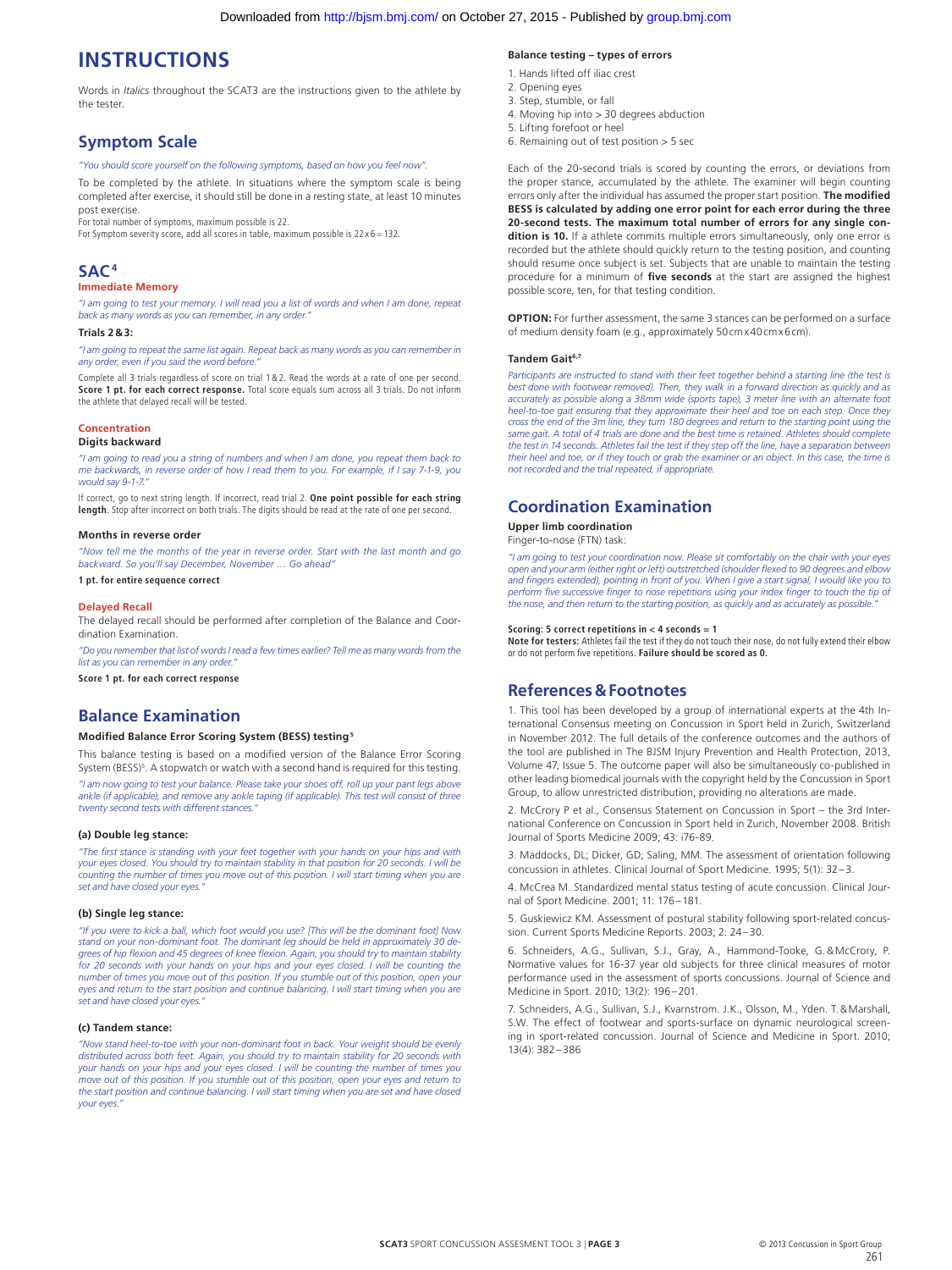# INSTRUCTIONS

Words in *Italics* throughout the SCAT3 are the instructions given to the athlete by the tester.

## Symptom Scale

*"You should score yourself on the following symptoms, based on how you feel now".*

To be completed by the athlete. In situations where the symptom scale is being completed after exercise, it should still be done in a resting state, at least 10 minutes post exercise.

For total number of symptoms, maximum possible is 22.

For Symptom severity score, add all scores in table, maximum possible is 22 x 6 = 132.

## SAC[4]

### Immediate Memory

*"I am going to test your memory. I will read you a list of words and when I am done, repeat back as many words as you can remember, in any order."*

**Trials 2 & 3:**

*"I am going to repeat the same list again. Repeat back as many words as you can remember in any order, even if you said the word before."*

Complete all 3 trials regardless of score on trial 1 & 2. Read the words at a rate of one per second. **Score 1 pt. for each correct response.** Total score equals sum across all 3 trials. Do not inform the athlete that delayed recall will be tested.

### Concentration

**Digits backward**

*"I am going to read you a string of numbers and when I am done, you repeat them back to me backwards, in reverse order of how I read them to you. For example, if I say 7-1-9, you would say 9-1-7."*

If correct, go to next string length. If incorrect, read trial 2. **One point possible for each string length**. Stop after incorrect on both trials. The digits should be read at the rate of one per second.

**Months in reverse order**

*"Now tell me the months of the year in reverse order. Start with the last month and go backward. So you'll say December, November … Go ahead"*

**1 pt. for entire sequence correct**

### Delayed Recall

The delayed recall should be performed after completion of the Balance and Coordination Examination.

*"Do you remember that list of words I read a few times earlier? Tell me as many words from the list as you can remember in any order."*

**Score 1 pt. for each correct response**

## Balance Examination

**Modified Balance Error Scoring System (BESS) testing[5]**

This balance testing is based on a modified version of the Balance Error Scoring System (BESS)[5]. A stopwatch or watch with a second hand is required for this testing.

*"I am now going to test your balance. Please take your shoes off, roll up your pant legs above ankle (if applicable), and remove any ankle taping (if applicable). This test will consist of three twenty second tests with different stances."*

**(a) Double leg stance:**

*"The first stance is standing with your feet together with your hands on your hips and with your eyes closed. You should try to maintain stability in that position for 20 seconds. I will be counting the number of times you move out of this position. I will start timing when you are set and have closed your eyes."*

**(b) Single leg stance:**

*"If you were to kick a ball, which foot would you use? [This will be the dominant foot] Now stand on your non-dominant foot. The dominant leg should be held in approximately 30 degrees of hip flexion and 45 degrees of knee flexion. Again, you should try to maintain stability for 20 seconds with your hands on your hips and your eyes closed. I will be counting the number of times you move out of this position. If you stumble out of this position, open your eyes and return to the start position and continue balancing. I will start timing when you are set and have closed your eyes."*

**(c) Tandem stance:**

*"Now stand heel-to-toe with your non-dominant foot in back. Your weight should be evenly distributed across both feet. Again, you should try to maintain stability for 20 seconds with your hands on your hips and your eyes closed. I will be counting the number of times you move out of this position. If you stumble out of this position, open your eyes and return to the start position and continue balancing. I will start timing when you are set and have closed your eyes."*

**Balance testing – types of errors**

1. Hands lifted off iliac crest
2. Opening eyes
3. Step, stumble, or fall
4. Moving hip into > 30 degrees abduction
5. Lifting forefoot or heel
6. Remaining out of test position > 5 sec

Each of the 20-second trials is scored by counting the errors, or deviations from the proper stance, accumulated by the athlete. The examiner will begin counting errors only after the individual has assumed the proper start position. **The modified BESS is calculated by adding one error point for each error during the three 20-second tests. The maximum total number of errors for any single condition is 10.** If a athlete commits multiple errors simultaneously, only one error is recorded but the athlete should quickly return to the testing position, and counting should resume once subject is set. Subjects that are unable to maintain the testing procedure for a minimum of **five seconds** at the start are assigned the highest possible score, ten, for that testing condition.

**OPTION:** For further assessment, the same 3 stances can be performed on a surface of medium density foam (e.g., approximately 50 cm x 40 cm x 6 cm).

**Tandem Gait[6,7]**

*Participants are instructed to stand with their feet together behind a starting line (the test is best done with footwear removed). Then, they walk in a forward direction as quickly and as accurately as possible along a 38mm wide (sports tape), 3 meter line with an alternate foot heel-to-toe gait ensuring that they approximate their heel and toe on each step. Once they cross the end of the 3m line, they turn 180 degrees and return to the starting point using the same gait. A total of 4 trials are done and the best time is retained. Athletes should complete the test in 14 seconds. Athletes fail the test if they step off the line, have a separation between their heel and toe, or if they touch or grab the examiner or an object. In this case, the time is not recorded and the trial repeated, if appropriate.*

## Coordination Examination

**Upper limb coordination**

Finger-to-nose (FTN) task:

*"I am going to test your coordination now. Please sit comfortably on the chair with your eyes open and your arm (either right or left) outstretched (shoulder flexed to 90 degrees and elbow and fingers extended), pointing in front of you. When I give a start signal, I would like you to perform five successive finger to nose repetitions using your index finger to touch the tip of the nose, and then return to the starting position, as quickly and as accurately as possible."*

**Scoring: 5 correct repetitions in < 4 seconds = 1**

**Note for testers:** Athletes fail the test if they do not touch their nose, do not fully extend their elbow or do not perform five repetitions. **Failure should be scored as 0.**

## References & Footnotes

1. This tool has been developed by a group of international experts at the 4th International Consensus meeting on Concussion in Sport held in Zurich, Switzerland in November 2012. The full details of the conference outcomes and the authors of the tool are published in The BJSM Injury Prevention and Health Protection, 2013, Volume 47, Issue 5. The outcome paper will also be simultaneously co-published in other leading biomedical journals with the copyright held by the Concussion in Sport Group, to allow unrestricted distribution, providing no alterations are made.

2. McCrory P et al., Consensus Statement on Concussion in Sport – the 3rd International Conference on Concussion in Sport held in Zurich, November 2008. British Journal of Sports Medicine 2009; 43: i76-89.

3. Maddocks, DL; Dicker, GD; Saling, MM. The assessment of orientation following concussion in athletes. Clinical Journal of Sport Medicine. 1995; 5(1): 32–3.

4. McCrea M. Standardized mental status testing of acute concussion. Clinical Journal of Sport Medicine. 2001; 11: 176–181.

5. Guskiewicz KM. Assessment of postural stability following sport-related concussion. Current Sports Medicine Reports. 2003; 2: 24–30.

6. Schneiders, A.G., Sullivan, S.J., Gray, A., Hammond-Tooke, G. & McCrory, P. Normative values for 16-37 year old subjects for three clinical measures of motor performance used in the assessment of sports concussions. Journal of Science and Medicine in Sport. 2010; 13(2): 196–201.

7. Schneiders, A.G., Sullivan, S.J., Kvarnstrom. J.K., Olsson, M., Yden. T. & Marshall, S.W. The effect of footwear and sports-surface on dynamic neurological screening in sport-related concussion. Journal of Science and Medicine in Sport. 2010; 13(4): 382–386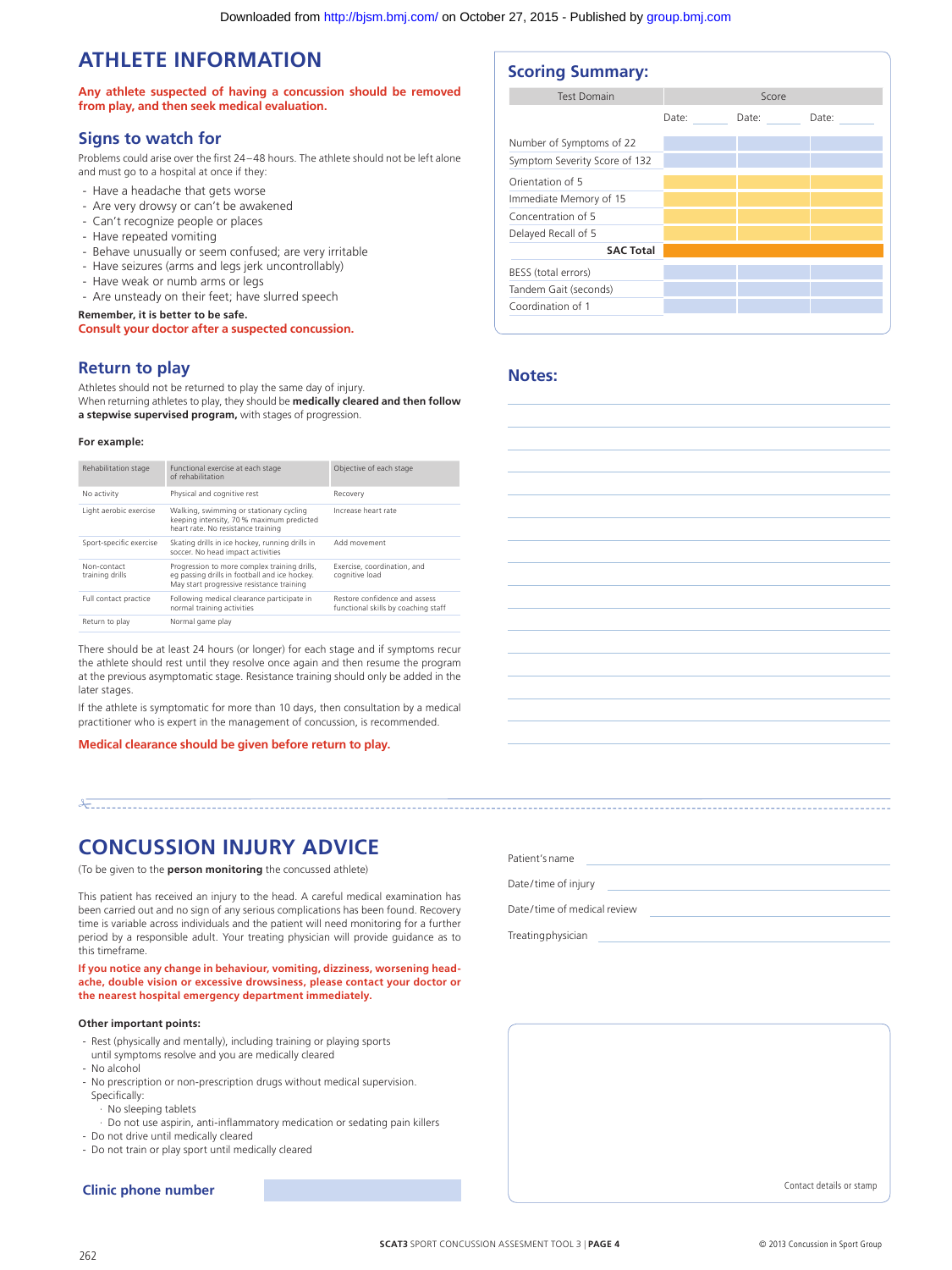# ATHLETE INFORMATION

**Any athlete suspected of having a concussion should be removed from play, and then seek medical evaluation.**

## Signs to watch for

Problems could arise over the first 24–48 hours. The athlete should not be left alone and must go to a hospital at once if they:

- Have a headache that gets worse
- Are very drowsy or can't be awakened
- Can't recognize people or places
- Have repeated vomiting
- Behave unusually or seem confused; are very irritable
- Have seizures (arms and legs jerk uncontrollably)
- Have weak or numb arms or legs
- Are unsteady on their feet; have slurred speech

**Remember, it is better to be safe.**
**Consult your doctor after a suspected concussion.**

## Return to play

Athletes should not be returned to play the same day of injury.
When returning athletes to play, they should be **medically cleared and then follow a stepwise supervised program,** with stages of progression.

**For example:**

| Rehabilitation stage | Functional exercise at each stage of rehabilitation | Objective of each stage |
|---|---|---|
| No activity | Physical and cognitive rest | Recovery |
| Light aerobic exercise | Walking, swimming or stationary cycling keeping intensity, 70 % maximum predicted heart rate. No resistance training | Increase heart rate |
| Sport-specific exercise | Skating drills in ice hockey, running drills in soccer. No head impact activities | Add movement |
| Non-contact training drills | Progression to more complex training drills, eg passing drills in football and ice hockey. May start progressive resistance training | Exercise, coordination, and cognitive load |
| Full contact practice | Following medical clearance participate in normal training activities | Restore confidence and assess functional skills by coaching staff |
| Return to play | Normal game play | |

There should be at least 24 hours (or longer) for each stage and if symptoms recur the athlete should rest until they resolve once again and then resume the program at the previous asymptomatic stage. Resistance training should only be added in the later stages.

If the athlete is symptomatic for more than 10 days, then consultation by a medical practitioner who is expert in the management of concussion, is recommended.

**Medical clearance should be given before return to play.**

## Scoring Summary:

| Test Domain | Score | | |
|---|---|---|---|
| | Date: | Date: | Date: |
| Number of Symptoms of 22 | | | |
| Symptom Severity Score of 132 | | | |
| Orientation of 5 | | | |
| Immediate Memory of 15 | | | |
| Concentration of 5 | | | |
| Delayed Recall of 5 | | | |
| **SAC Total** | | | |
| BESS (total errors) | | | |
| Tandem Gait (seconds) | | | |
| Coordination of 1 | | | |

## Notes:

# CONCUSSION INJURY ADVICE

(To be given to the **person monitoring** the concussed athlete)

This patient has received an injury to the head. A careful medical examination has been carried out and no sign of any serious complications has been found. Recovery time is variable across individuals and the patient will need monitoring for a further period by a responsible adult. Your treating physician will provide guidance as to this timeframe.

**If you notice any change in behaviour, vomiting, dizziness, worsening headache, double vision or excessive drowsiness, please contact your doctor or the nearest hospital emergency department immediately.**

**Other important points:**

- Rest (physically and mentally), including training or playing sports until symptoms resolve and you are medically cleared
- No alcohol
- No prescription or non-prescription drugs without medical supervision. Specifically:
  - No sleeping tablets
  - Do not use aspirin, anti-inflammatory medication or sedating pain killers
- Do not drive until medically cleared
- Do not train or play sport until medically cleared

**Clinic phone number**

Patient's name

Date/time of injury

Date/time of medical review

Treating physician

Contact details or stamp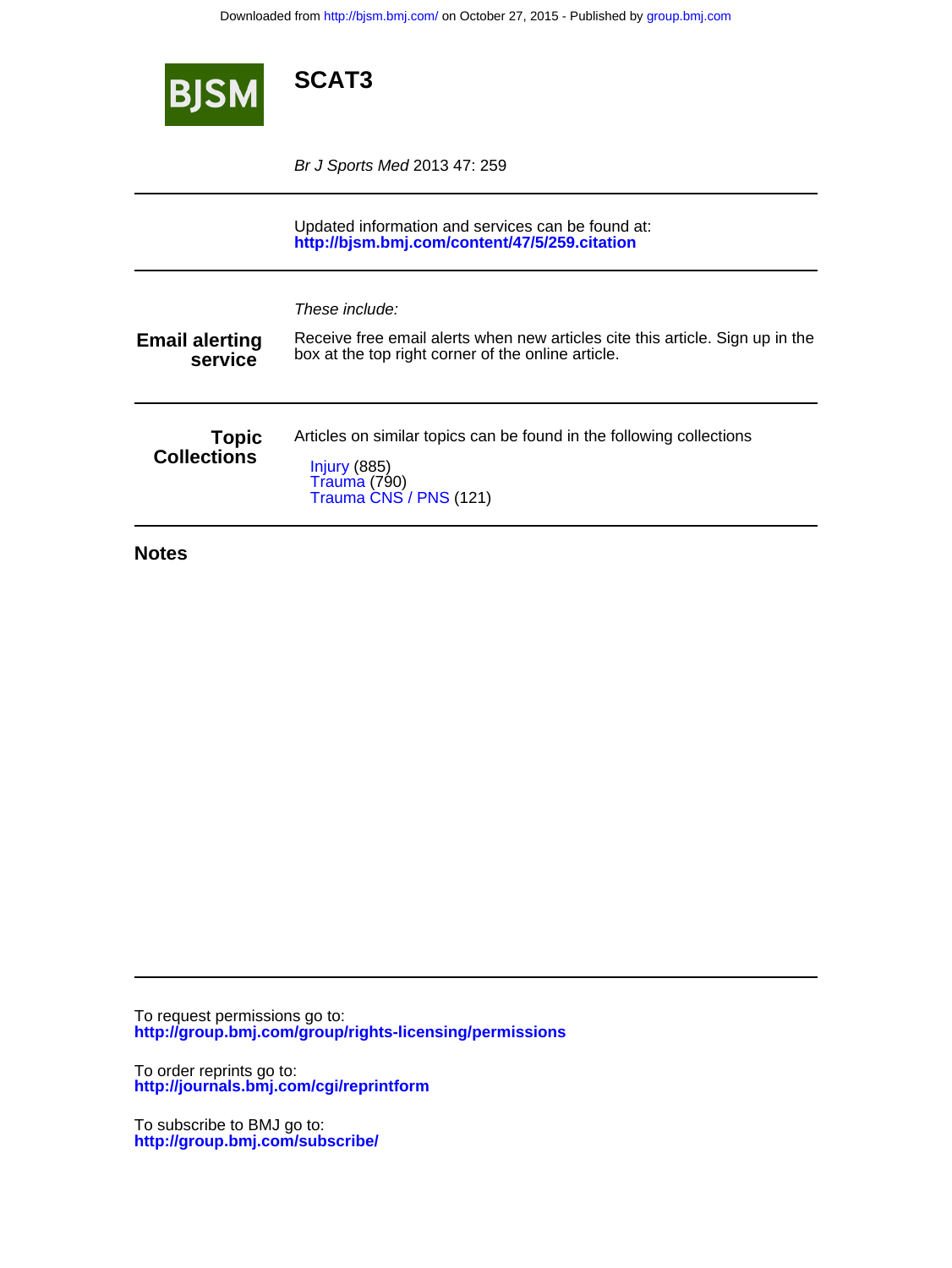# SCAT3

*Br J Sports Med* 2013 47: 259

Updated information and services can be found at:
**http://bjsm.bmj.com/content/47/5/259.citation**

*These include:*

**Email alerting service**

Receive free email alerts when new articles cite this article. Sign up in the box at the top right corner of the online article.

**Topic Collections**

Articles on similar topics can be found in the following collections

- Injury (885)
- Trauma (790)
- Trauma CNS / PNS (121)

## Notes

To request permissions go to:
**http://group.bmj.com/group/rights-licensing/permissions**

To order reprints go to:
**http://journals.bmj.com/cgi/reprintform**

To subscribe to BMJ go to:
**http://group.bmj.com/subscribe/**